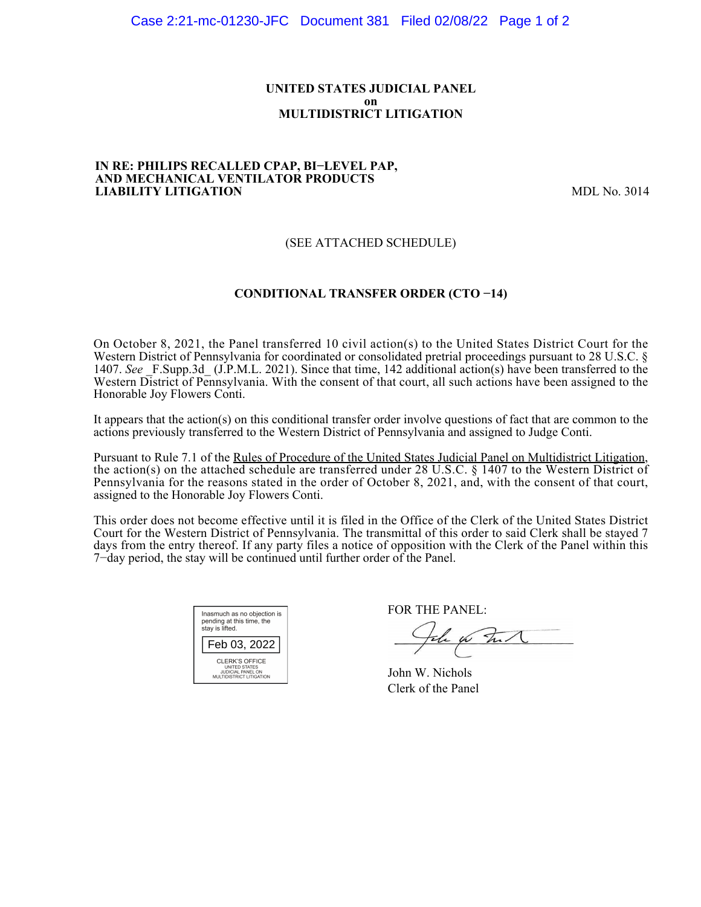**UNITED STATES JUDICIAL PANEL**
**on**
**MULTIDISTRICT LITIGATION**

**IN RE: PHILIPS RECALLED CPAP, BI−LEVEL PAP, AND MECHANICAL VENTILATOR PRODUCTS LIABILITY LITIGATION** MDL No. 3014

(SEE ATTACHED SCHEDULE)

**CONDITIONAL TRANSFER ORDER (CTO −14)**

On October 8, 2021, the Panel transferred 10 civil action(s) to the United States District Court for the Western District of Pennsylvania for coordinated or consolidated pretrial proceedings pursuant to 28 U.S.C. § 1407. *See* _F.Supp.3d_ (J.P.M.L. 2021). Since that time, 142 additional action(s) have been transferred to the Western District of Pennsylvania. With the consent of that court, all such actions have been assigned to the Honorable Joy Flowers Conti.

It appears that the action(s) on this conditional transfer order involve questions of fact that are common to the actions previously transferred to the Western District of Pennsylvania and assigned to Judge Conti.

Pursuant to Rule 7.1 of the Rules of Procedure of the United States Judicial Panel on Multidistrict Litigation, the action(s) on the attached schedule are transferred under 28 U.S.C. § 1407 to the Western District of Pennsylvania for the reasons stated in the order of October 8, 2021, and, with the consent of that court, assigned to the Honorable Joy Flowers Conti.

This order does not become effective until it is filed in the Office of the Clerk of the United States District Court for the Western District of Pennsylvania. The transmittal of this order to said Clerk shall be stayed 7 days from the entry thereof. If any party files a notice of opposition with the Clerk of the Panel within this 7−day period, the stay will be continued until further order of the Panel.

Inasmuch as no objection is pending at this time, the stay is lifted.

Feb 03, 2022

CLERK'S OFFICE
UNITED STATES
JUDICIAL PANEL ON
MULTIDISTRICT LITIGATION

FOR THE PANEL:

John W. Nichols
Clerk of the Panel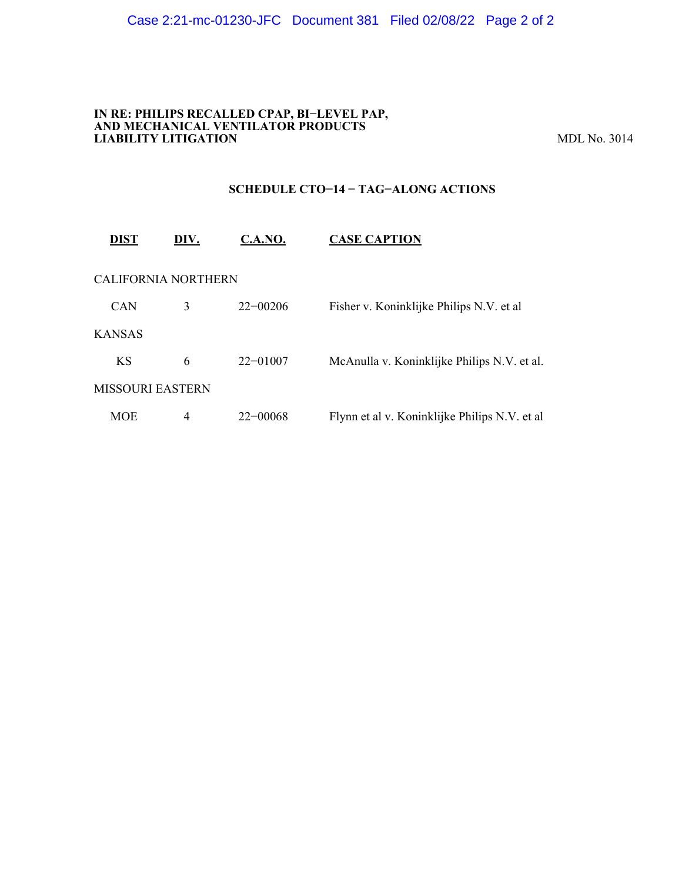**IN RE: PHILIPS RECALLED CPAP, BI−LEVEL PAP, AND MECHANICAL VENTILATOR PRODUCTS LIABILITY LITIGATION**

MDL No. 3014

## SCHEDULE CTO−14 − TAG−ALONG ACTIONS

| DIST | DIV. | C.A.NO. | CASE CAPTION |
|---|---|---|---|
| CALIFORNIA NORTHERN | | | |
| CAN | 3 | 22−00206 | Fisher v. Koninklijke Philips N.V. et al |
| KANSAS | | | |
| KS | 6 | 22−01007 | McAnulla v. Koninklijke Philips N.V. et al. |
| MISSOURI EASTERN | | | |
| MOE | 4 | 22−00068 | Flynn et al v. Koninklijke Philips N.V. et al |